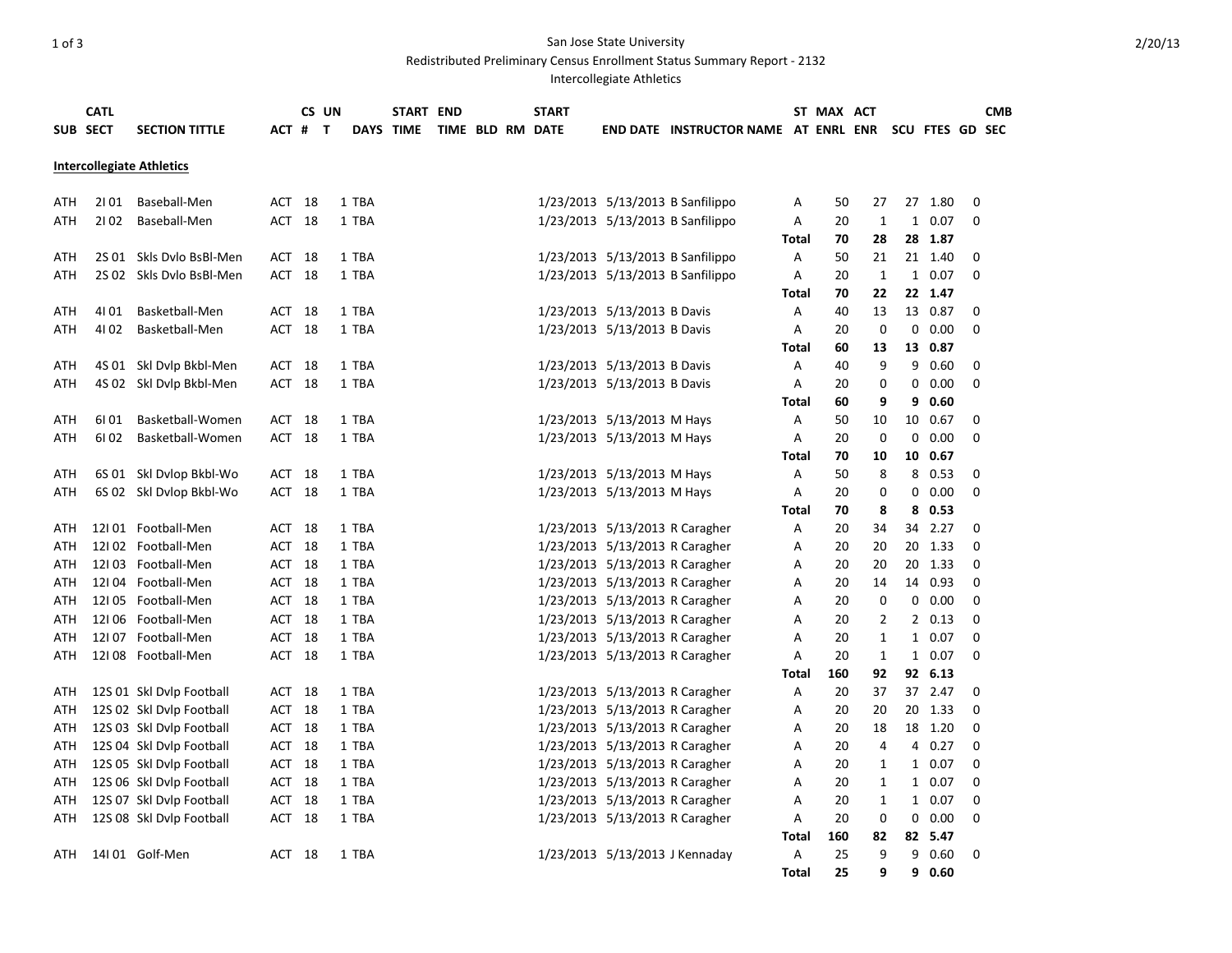San Jose State University

Redistributed Preliminary Census Enrollment Status Summary Report - 2132

Intercollegiate Athletics

| SUB | CATL SECT | SECTION TITTLE | ACT | CS # | UN T | DAYS | START TIME | END TIME | BLD | RM | START DATE | END DATE | INSTRUCTOR NAME | ST AT | MAX ENRL | ACT ENR | SCU | FTES | GD | CMB SEC |
|---|---|---|---|---|---|---|---|---|---|---|---|---|---|---|---|---|---|---|---|---|
| **Intercollegiate Athletics** | | | | | | | | | | | | | | | | | | | | |
| ATH | 2I 01 | Baseball-Men | ACT | 18 | 1 | TBA | | | | | 1/23/2013 | 5/13/2013 | B Sanfilippo | A | 50 | 27 | 27 | 1.80 | 0 | |
| ATH | 2I 02 | Baseball-Men | ACT | 18 | 1 | TBA | | | | | 1/23/2013 | 5/13/2013 | B Sanfilippo | A | 20 | 1 | 1 | 0.07 | 0 | |
| | | | | | | | | | | | | | | **Total** | **70** | **28** | **28** | **1.87** | | |
| ATH | 2S 01 | Skls Dvlo BsBl-Men | ACT | 18 | 1 | TBA | | | | | 1/23/2013 | 5/13/2013 | B Sanfilippo | A | 50 | 21 | 21 | 1.40 | 0 | |
| ATH | 2S 02 | Skls Dvlo BsBl-Men | ACT | 18 | 1 | TBA | | | | | 1/23/2013 | 5/13/2013 | B Sanfilippo | A | 20 | 1 | 1 | 0.07 | 0 | |
| | | | | | | | | | | | | | | **Total** | **70** | **22** | **22** | **1.47** | | |
| ATH | 4I 01 | Basketball-Men | ACT | 18 | 1 | TBA | | | | | 1/23/2013 | 5/13/2013 | B Davis | A | 40 | 13 | 13 | 0.87 | 0 | |
| ATH | 4I 02 | Basketball-Men | ACT | 18 | 1 | TBA | | | | | 1/23/2013 | 5/13/2013 | B Davis | A | 20 | 0 | 0 | 0.00 | 0 | |
| | | | | | | | | | | | | | | **Total** | **60** | **13** | **13** | **0.87** | | |
| ATH | 4S 01 | Skl Dvlp Bkbl-Men | ACT | 18 | 1 | TBA | | | | | 1/23/2013 | 5/13/2013 | B Davis | A | 40 | 9 | 9 | 0.60 | 0 | |
| ATH | 4S 02 | Skl Dvlp Bkbl-Men | ACT | 18 | 1 | TBA | | | | | 1/23/2013 | 5/13/2013 | B Davis | A | 20 | 0 | 0 | 0.00 | 0 | |
| | | | | | | | | | | | | | | **Total** | **60** | **9** | **9** | **0.60** | | |
| ATH | 6I 01 | Basketball-Women | ACT | 18 | 1 | TBA | | | | | 1/23/2013 | 5/13/2013 | M Hays | A | 50 | 10 | 10 | 0.67 | 0 | |
| ATH | 6I 02 | Basketball-Women | ACT | 18 | 1 | TBA | | | | | 1/23/2013 | 5/13/2013 | M Hays | A | 20 | 0 | 0 | 0.00 | 0 | |
| | | | | | | | | | | | | | | **Total** | **70** | **10** | **10** | **0.67** | | |
| ATH | 6S 01 | Skl Dvlop Bkbl-Wo | ACT | 18 | 1 | TBA | | | | | 1/23/2013 | 5/13/2013 | M Hays | A | 50 | 8 | 8 | 0.53 | 0 | |
| ATH | 6S 02 | Skl Dvlop Bkbl-Wo | ACT | 18 | 1 | TBA | | | | | 1/23/2013 | 5/13/2013 | M Hays | A | 20 | 0 | 0 | 0.00 | 0 | |
| | | | | | | | | | | | | | | **Total** | **70** | **8** | **8** | **0.53** | | |
| ATH | 12I 01 | Football-Men | ACT | 18 | 1 | TBA | | | | | 1/23/2013 | 5/13/2013 | R Caragher | A | 20 | 34 | 34 | 2.27 | 0 | |
| ATH | 12I 02 | Football-Men | ACT | 18 | 1 | TBA | | | | | 1/23/2013 | 5/13/2013 | R Caragher | A | 20 | 20 | 20 | 1.33 | 0 | |
| ATH | 12I 03 | Football-Men | ACT | 18 | 1 | TBA | | | | | 1/23/2013 | 5/13/2013 | R Caragher | A | 20 | 20 | 20 | 1.33 | 0 | |
| ATH | 12I 04 | Football-Men | ACT | 18 | 1 | TBA | | | | | 1/23/2013 | 5/13/2013 | R Caragher | A | 20 | 14 | 14 | 0.93 | 0 | |
| ATH | 12I 05 | Football-Men | ACT | 18 | 1 | TBA | | | | | 1/23/2013 | 5/13/2013 | R Caragher | A | 20 | 0 | 0 | 0.00 | 0 | |
| ATH | 12I 06 | Football-Men | ACT | 18 | 1 | TBA | | | | | 1/23/2013 | 5/13/2013 | R Caragher | A | 20 | 2 | 2 | 0.13 | 0 | |
| ATH | 12I 07 | Football-Men | ACT | 18 | 1 | TBA | | | | | 1/23/2013 | 5/13/2013 | R Caragher | A | 20 | 1 | 1 | 0.07 | 0 | |
| ATH | 12I 08 | Football-Men | ACT | 18 | 1 | TBA | | | | | 1/23/2013 | 5/13/2013 | R Caragher | A | 20 | 1 | 1 | 0.07 | 0 | |
| | | | | | | | | | | | | | | **Total** | **160** | **92** | **92** | **6.13** | | |
| ATH | 12S 01 | Skl Dvlp Football | ACT | 18 | 1 | TBA | | | | | 1/23/2013 | 5/13/2013 | R Caragher | A | 20 | 37 | 37 | 2.47 | 0 | |
| ATH | 12S 02 | Skl Dvlp Football | ACT | 18 | 1 | TBA | | | | | 1/23/2013 | 5/13/2013 | R Caragher | A | 20 | 20 | 20 | 1.33 | 0 | |
| ATH | 12S 03 | Skl Dvlp Football | ACT | 18 | 1 | TBA | | | | | 1/23/2013 | 5/13/2013 | R Caragher | A | 20 | 18 | 18 | 1.20 | 0 | |
| ATH | 12S 04 | Skl Dvlp Football | ACT | 18 | 1 | TBA | | | | | 1/23/2013 | 5/13/2013 | R Caragher | A | 20 | 4 | 4 | 0.27 | 0 | |
| ATH | 12S 05 | Skl Dvlp Football | ACT | 18 | 1 | TBA | | | | | 1/23/2013 | 5/13/2013 | R Caragher | A | 20 | 1 | 1 | 0.07 | 0 | |
| ATH | 12S 06 | Skl Dvlp Football | ACT | 18 | 1 | TBA | | | | | 1/23/2013 | 5/13/2013 | R Caragher | A | 20 | 1 | 1 | 0.07 | 0 | |
| ATH | 12S 07 | Skl Dvlp Football | ACT | 18 | 1 | TBA | | | | | 1/23/2013 | 5/13/2013 | R Caragher | A | 20 | 1 | 1 | 0.07 | 0 | |
| ATH | 12S 08 | Skl Dvlp Football | ACT | 18 | 1 | TBA | | | | | 1/23/2013 | 5/13/2013 | R Caragher | A | 20 | 0 | 0 | 0.00 | 0 | |
| | | | | | | | | | | | | | | **Total** | **160** | **82** | **82** | **5.47** | | |
| ATH | 14I 01 | Golf-Men | ACT | 18 | 1 | TBA | | | | | 1/23/2013 | 5/13/2013 | J Kennaday | A | 25 | 9 | 9 | 0.60 | 0 | |
| | | | | | | | | | | | | | | **Total** | **25** | **9** | **9** | **0.60** | | |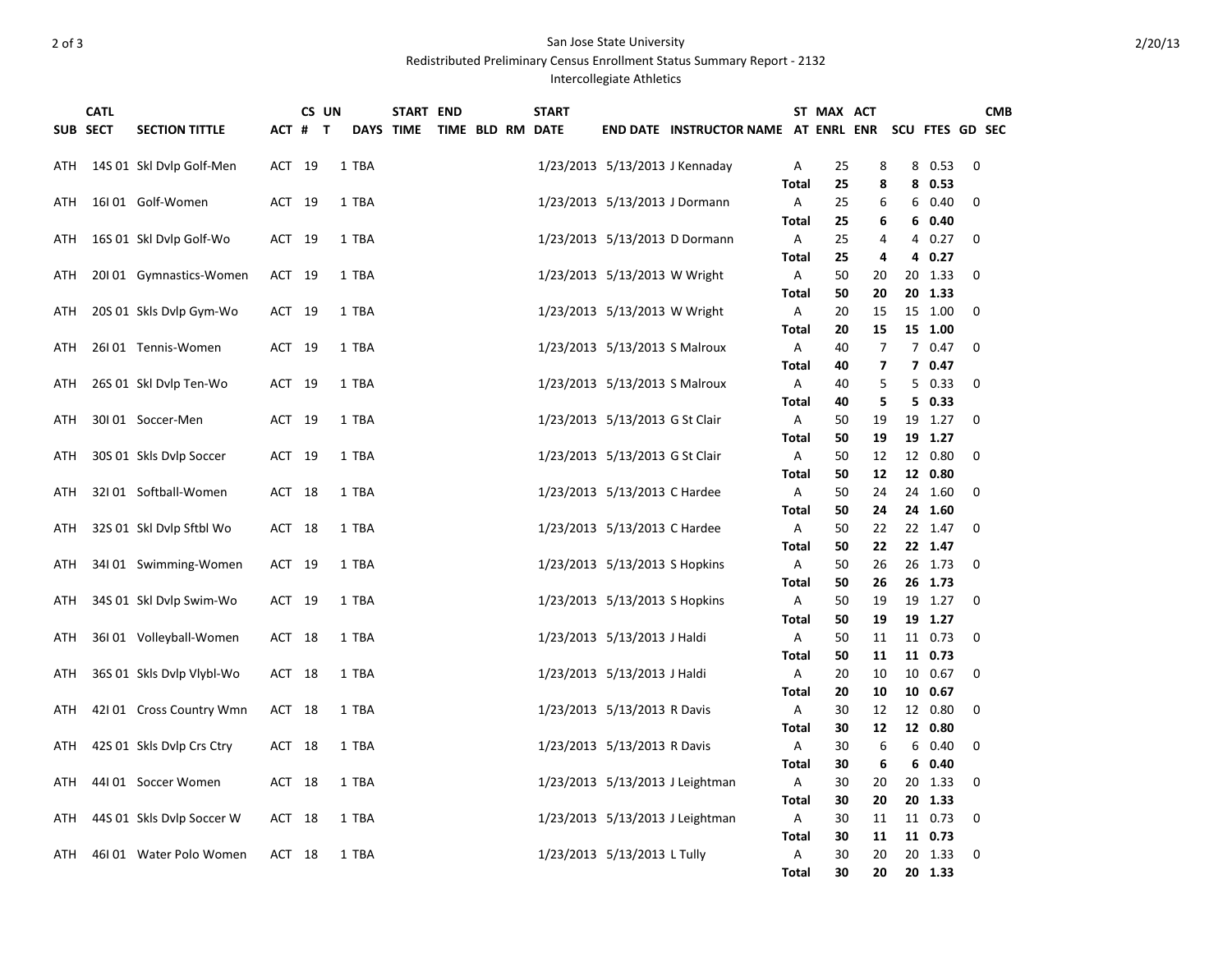San Jose State University

Redistributed Preliminary Census Enrollment Status Summary Report - 2132

Intercollegiate Athletics

| SUB | CATL SECT | SECTION TITTLE | ACT | CS # | UN T | DAYS | START TIME | END TIME | BLD | RM | START DATE | END DATE | INSTRUCTOR NAME | ST AT | MAX ENRL | ACT ENR | SCU | FTES | GD | CMB SEC |
|---|---|---|---|---|---|---|---|---|---|---|---|---|---|---|---|---|---|---|---|---|
| ATH | 14S 01 | Skl Dvlp Golf-Men | ACT | 19 | 1 | TBA | | | | | 1/23/2013 | 5/13/2013 | J Kennaday | A | 25 | 8 | 8 | 0.53 | 0 | |
| | | | | | | | | | | | | | | **Total** | **25** | **8** | **8** | **0.53** | | |
| ATH | 16I 01 | Golf-Women | ACT | 19 | 1 | TBA | | | | | 1/23/2013 | 5/13/2013 | J Dormann | A | 25 | 6 | 6 | 0.40 | 0 | |
| | | | | | | | | | | | | | | **Total** | **25** | **6** | **6** | **0.40** | | |
| ATH | 16S 01 | Skl Dvlp Golf-Wo | ACT | 19 | 1 | TBA | | | | | 1/23/2013 | 5/13/2013 | D Dormann | A | 25 | 4 | 4 | 0.27 | 0 | |
| | | | | | | | | | | | | | | **Total** | **25** | **4** | **4** | **0.27** | | |
| ATH | 20I 01 | Gymnastics-Women | ACT | 19 | 1 | TBA | | | | | 1/23/2013 | 5/13/2013 | W Wright | A | 50 | 20 | 20 | 1.33 | 0 | |
| | | | | | | | | | | | | | | **Total** | **50** | **20** | **20** | **1.33** | | |
| ATH | 20S 01 | Skls Dvlp Gym-Wo | ACT | 19 | 1 | TBA | | | | | 1/23/2013 | 5/13/2013 | W Wright | A | 20 | 15 | 15 | 1.00 | 0 | |
| | | | | | | | | | | | | | | **Total** | **20** | **15** | **15** | **1.00** | | |
| ATH | 26I 01 | Tennis-Women | ACT | 19 | 1 | TBA | | | | | 1/23/2013 | 5/13/2013 | S Malroux | A | 40 | 7 | 7 | 0.47 | 0 | |
| | | | | | | | | | | | | | | **Total** | **40** | **7** | **7** | **0.47** | | |
| ATH | 26S 01 | Skl Dvlp Ten-Wo | ACT | 19 | 1 | TBA | | | | | 1/23/2013 | 5/13/2013 | S Malroux | A | 40 | 5 | 5 | 0.33 | 0 | |
| | | | | | | | | | | | | | | **Total** | **40** | **5** | **5** | **0.33** | | |
| ATH | 30I 01 | Soccer-Men | ACT | 19 | 1 | TBA | | | | | 1/23/2013 | 5/13/2013 | G St Clair | A | 50 | 19 | 19 | 1.27 | 0 | |
| | | | | | | | | | | | | | | **Total** | **50** | **19** | **19** | **1.27** | | |
| ATH | 30S 01 | Skls Dvlp Soccer | ACT | 19 | 1 | TBA | | | | | 1/23/2013 | 5/13/2013 | G St Clair | A | 50 | 12 | 12 | 0.80 | 0 | |
| | | | | | | | | | | | | | | **Total** | **50** | **12** | **12** | **0.80** | | |
| ATH | 32I 01 | Softball-Women | ACT | 18 | 1 | TBA | | | | | 1/23/2013 | 5/13/2013 | C Hardee | A | 50 | 24 | 24 | 1.60 | 0 | |
| | | | | | | | | | | | | | | **Total** | **50** | **24** | **24** | **1.60** | | |
| ATH | 32S 01 | Skl Dvlp Sftbl Wo | ACT | 18 | 1 | TBA | | | | | 1/23/2013 | 5/13/2013 | C Hardee | A | 50 | 22 | 22 | 1.47 | 0 | |
| | | | | | | | | | | | | | | **Total** | **50** | **22** | **22** | **1.47** | | |
| ATH | 34I 01 | Swimming-Women | ACT | 19 | 1 | TBA | | | | | 1/23/2013 | 5/13/2013 | S Hopkins | A | 50 | 26 | 26 | 1.73 | 0 | |
| | | | | | | | | | | | | | | **Total** | **50** | **26** | **26** | **1.73** | | |
| ATH | 34S 01 | Skl Dvlp Swim-Wo | ACT | 19 | 1 | TBA | | | | | 1/23/2013 | 5/13/2013 | S Hopkins | A | 50 | 19 | 19 | 1.27 | 0 | |
| | | | | | | | | | | | | | | **Total** | **50** | **19** | **19** | **1.27** | | |
| ATH | 36I 01 | Volleyball-Women | ACT | 18 | 1 | TBA | | | | | 1/23/2013 | 5/13/2013 | J Haldi | A | 50 | 11 | 11 | 0.73 | 0 | |
| | | | | | | | | | | | | | | **Total** | **50** | **11** | **11** | **0.73** | | |
| ATH | 36S 01 | Skls Dvlp Vlybl-Wo | ACT | 18 | 1 | TBA | | | | | 1/23/2013 | 5/13/2013 | J Haldi | A | 20 | 10 | 10 | 0.67 | 0 | |
| | | | | | | | | | | | | | | **Total** | **20** | **10** | **10** | **0.67** | | |
| ATH | 42I 01 | Cross Country Wmn | ACT | 18 | 1 | TBA | | | | | 1/23/2013 | 5/13/2013 | R Davis | A | 30 | 12 | 12 | 0.80 | 0 | |
| | | | | | | | | | | | | | | **Total** | **30** | **12** | **12** | **0.80** | | |
| ATH | 42S 01 | Skls Dvlp Crs Ctry | ACT | 18 | 1 | TBA | | | | | 1/23/2013 | 5/13/2013 | R Davis | A | 30 | 6 | 6 | 0.40 | 0 | |
| | | | | | | | | | | | | | | **Total** | **30** | **6** | **6** | **0.40** | | |
| ATH | 44I 01 | Soccer Women | ACT | 18 | 1 | TBA | | | | | 1/23/2013 | 5/13/2013 | J Leightman | A | 30 | 20 | 20 | 1.33 | 0 | |
| | | | | | | | | | | | | | | **Total** | **30** | **20** | **20** | **1.33** | | |
| ATH | 44S 01 | Skls Dvlp Soccer W | ACT | 18 | 1 | TBA | | | | | 1/23/2013 | 5/13/2013 | J Leightman | A | 30 | 11 | 11 | 0.73 | 0 | |
| | | | | | | | | | | | | | | **Total** | **30** | **11** | **11** | **0.73** | | |
| ATH | 46I 01 | Water Polo Women | ACT | 18 | 1 | TBA | | | | | 1/23/2013 | 5/13/2013 | L Tully | A | 30 | 20 | 20 | 1.33 | 0 | |
| | | | | | | | | | | | | | | **Total** | **30** | **20** | **20** | **1.33** | | |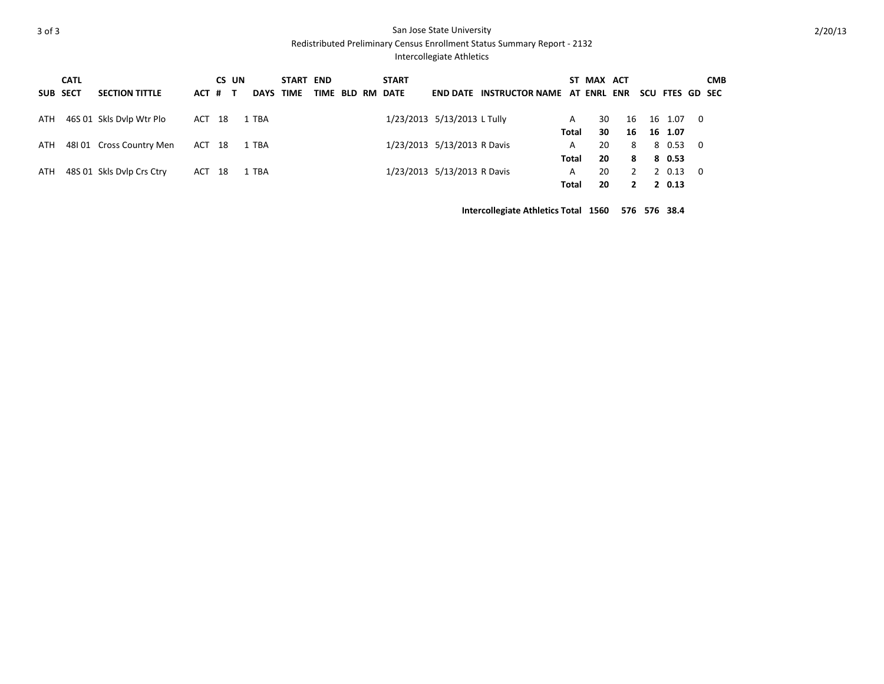San Jose State University

Redistributed Preliminary Census Enrollment Status Summary Report - 2132

Intercollegiate Athletics

2/20/13

| SUB | CATL SECT | SECTION TITTLE | ACT | CS # | UN T | DAYS | START TIME | END TIME | BLD | RM | START DATE | END DATE | INSTRUCTOR NAME | ST AT | MAX ENRL | ACT ENR | SCU | FTES | GD | CMB SEC |
|---|---|---|---|---|---|---|---|---|---|---|---|---|---|---|---|---|---|---|---|---|
| ATH | 46S 01 | Skls Dvlp Wtr Plo | ACT | 18 | 1 | TBA | | | | | 1/23/2013 | 5/13/2013 | L Tully | A | 30 | 16 | 16 | 1.07 | 0 | |
| | | | | | | | | | | | | | | **Total** | **30** | **16** | **16** | **1.07** | | |
| ATH | 48I 01 | Cross Country Men | ACT | 18 | 1 | TBA | | | | | 1/23/2013 | 5/13/2013 | R Davis | A | 20 | 8 | 8 | 0.53 | 0 | |
| | | | | | | | | | | | | | | **Total** | **20** | **8** | **8** | **0.53** | | |
| ATH | 48S 01 | Skls Dvlp Crs Ctry | ACT | 18 | 1 | TBA | | | | | 1/23/2013 | 5/13/2013 | R Davis | A | 20 | 2 | 2 | 0.13 | 0 | |
| | | | | | | | | | | | | | | **Total** | **20** | **2** | **2** | **0.13** | | |
| | | | | | | | | | | | | | **Intercollegiate Athletics Total** | | **1560** | **576** | **576** | **38.4** | | |